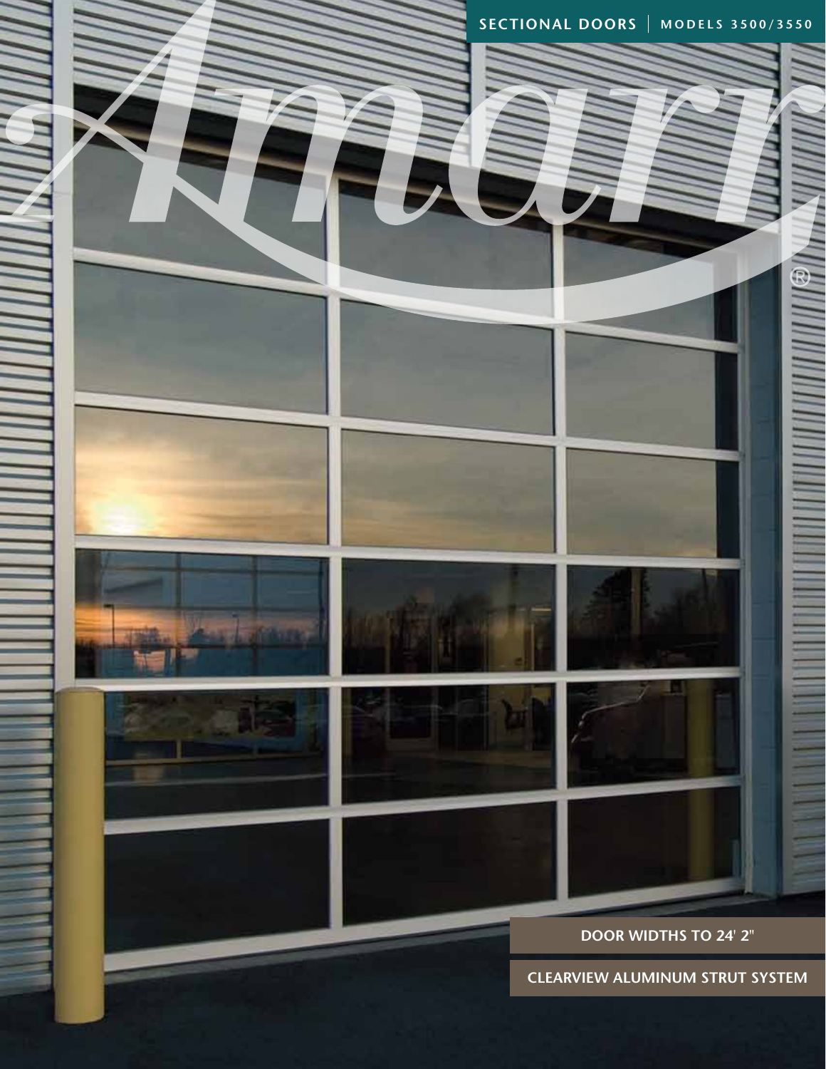SECTIONAL DOORS | MODELS 3500/3550

# Amarr®

DOOR WIDTHS TO 24' 2"

CLEARVIEW ALUMINUM STRUT SYSTEM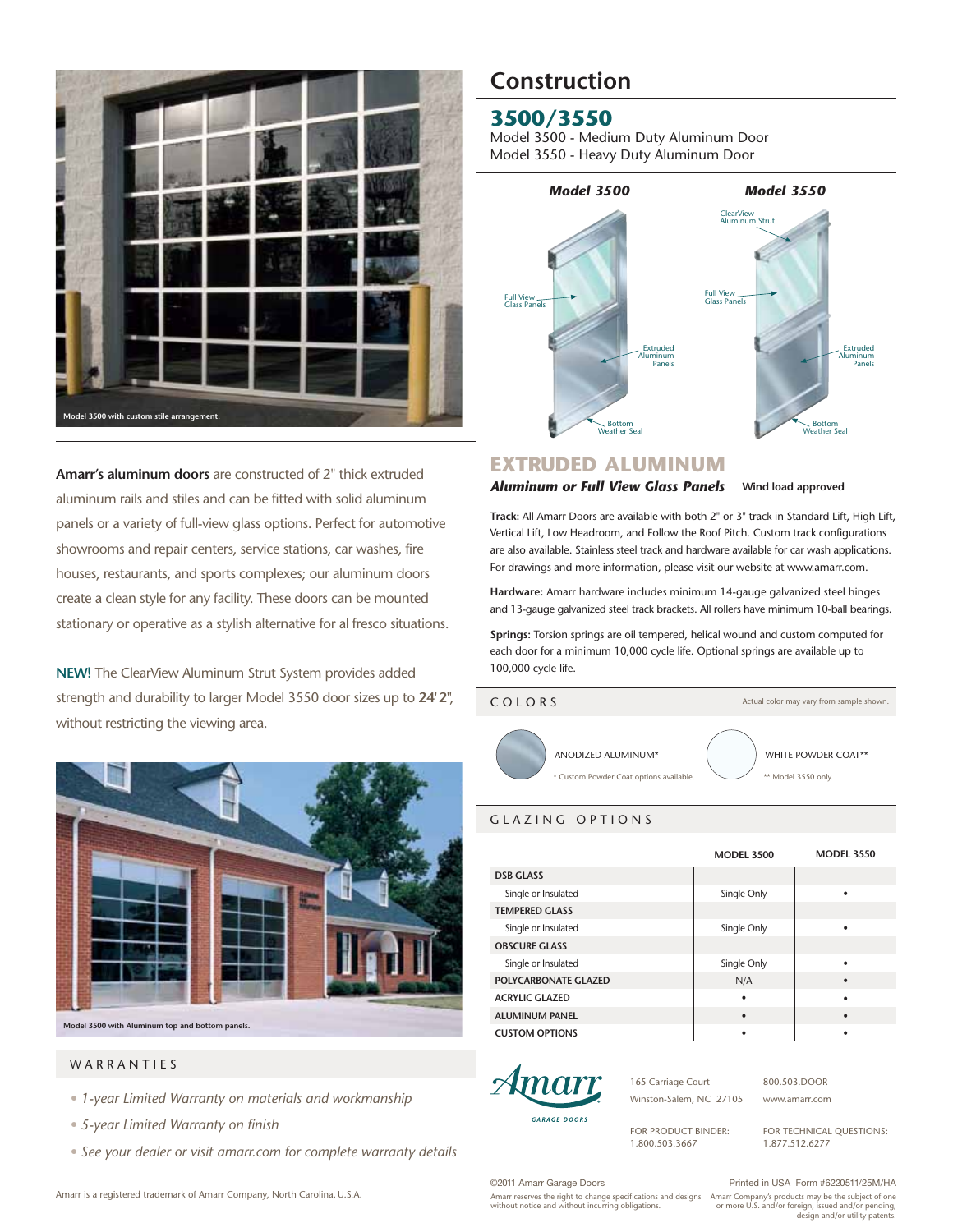Model 3500 with custom stile arrangement.

**Amarr's aluminum doors** are constructed of 2" thick extruded aluminum rails and stiles and can be fitted with solid aluminum panels or a variety of full-view glass options. Perfect for automotive showrooms and repair centers, service stations, car washes, fire houses, restaurants, and sports complexes; our aluminum doors create a clean style for any facility. These doors can be mounted stationary or operative as a stylish alternative for al fresco situations.

**NEW!** The ClearView Aluminum Strut System provides added strength and durability to larger Model 3550 door sizes up to **24**' **2**", without restricting the viewing area.

Model 3500 with Aluminum top and bottom panels.

## WARRANTIES

- *1-year Limited Warranty on materials and workmanship*
- *5-year Limited Warranty on finish*
- *See your dealer or visit amarr.com for complete warranty details*

Amarr is a registered trademark of Amarr Company, North Carolina, U.S.A.

# Construction

## 3500/3550

Model 3500 - Medium Duty Aluminum Door
Model 3550 - Heavy Duty Aluminum Door

***Model 3500***

Full View Glass Panels
Extruded Aluminum Panels
Bottom Weather Seal

***Model 3550***

ClearView Aluminum Strut
Full View Glass Panels
Extruded Aluminum Panels
Bottom Weather Seal

## EXTRUDED ALUMINUM

***Aluminum or Full View Glass Panels*** **Wind load approved**

**Track:** All Amarr Doors are available with both 2" or 3" track in Standard Lift, High Lift, Vertical Lift, Low Headroom, and Follow the Roof Pitch. Custom track configurations are also available. Stainless steel track and hardware available for car wash applications. For drawings and more information, please visit our website at www.amarr.com.

**Hardware:** Amarr hardware includes minimum 14-gauge galvanized steel hinges and 13-gauge galvanized steel track brackets. All rollers have minimum 10-ball bearings.

**Springs:** Torsion springs are oil tempered, helical wound and custom computed for each door for a minimum 10,000 cycle life. Optional springs are available up to 100,000 cycle life.

## COLORS

Actual color may vary from sample shown.

- ANODIZED ALUMINUM* — * Custom Powder Coat options available.
- WHITE POWDER COAT** — ** Model 3550 only.

## GLAZING OPTIONS

| | MODEL 3500 | MODEL 3550 |
|---|---|---|
| **DSB GLASS** | | |
| Single or Insulated | Single Only | • |
| **TEMPERED GLASS** | | |
| Single or Insulated | Single Only | • |
| **OBSCURE GLASS** | | |
| Single or Insulated | Single Only | • |
| **POLYCARBONATE GLAZED** | N/A | • |
| **ACRYLIC GLAZED** | • | • |
| **ALUMINUM PANEL** | • | • |
| **CUSTOM OPTIONS** | • | • |

Amarr GARAGE DOORS

165 Carriage Court
Winston-Salem, NC 27105

800.503.DOOR
www.amarr.com

FOR PRODUCT BINDER:
1.800.503.3667

FOR TECHNICAL QUESTIONS:
1.877.512.6277

©2011 Amarr Garage Doors

Printed in USA Form #6220511/25M/HA

Amarr reserves the right to change specifications and designs without notice and without incurring obligations.

Amarr Company's products may be the subject of one or more U.S. and/or foreign, issued and/or pending, design and/or utility patents.